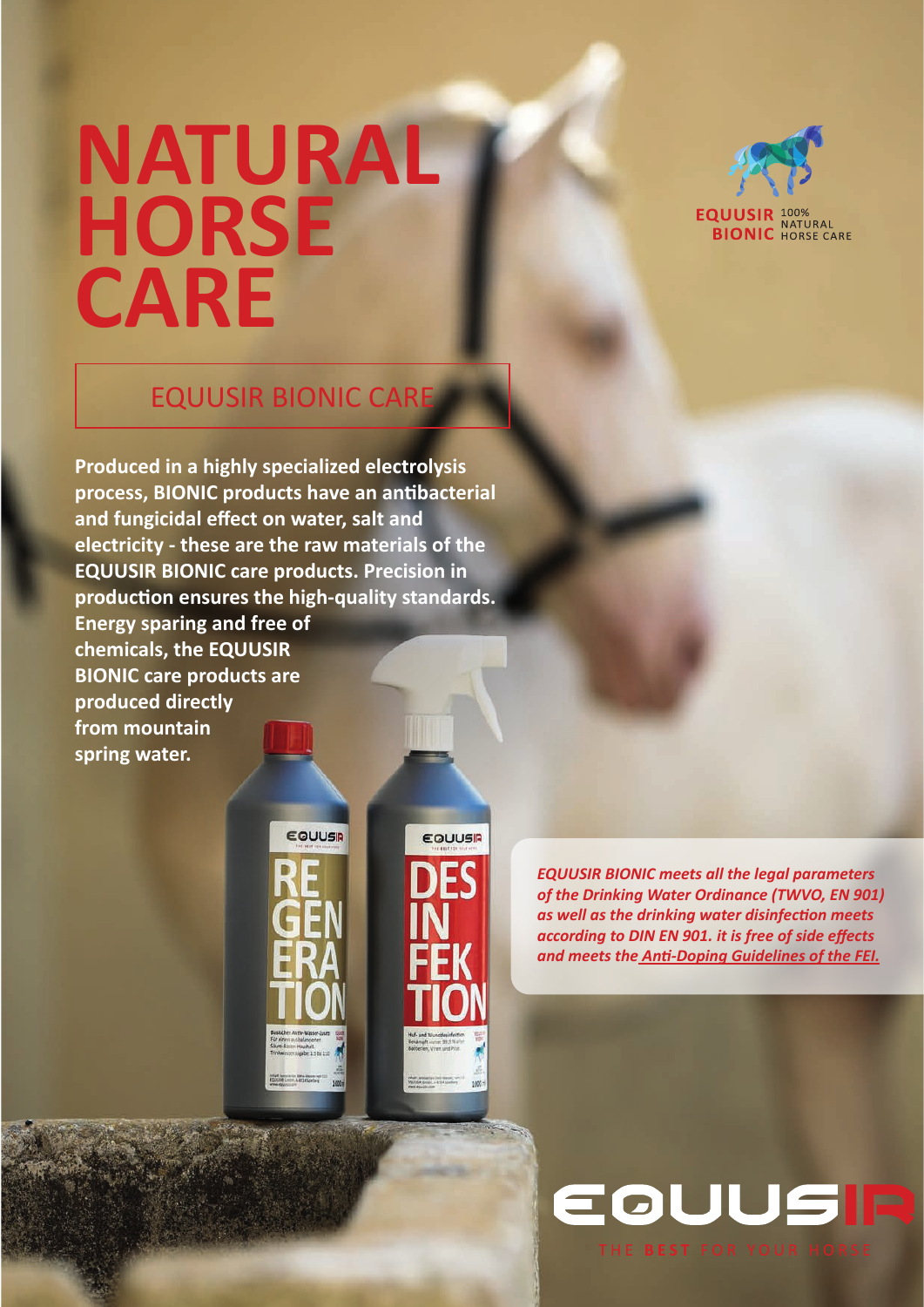# NATURAL HORSE CARE

EQUUSIR BIONIC 100% NATURAL HORSE CARE

## EQUUSIR BIONIC CARE

**Produced in a highly specialized electrolysis process, BIONIC products have an antibacterial and fungicidal effect on water, salt and electricity - these are the raw materials of the EQUUSIR BIONIC care products. Precision in production ensures the high-quality standards. Energy sparing and free of chemicals, the EQUUSIR BIONIC care products are produced directly from mountain spring water.**

***EQUUSIR BIONIC meets all the legal parameters of the Drinking Water Ordinance (TWVO, EN 901) as well as the drinking water disinfection meets according to DIN EN 901. it is free of side effects and meets the Anti-Doping Guidelines of the FEI.***

EQUUSIR

THE BEST FOR YOUR HORSE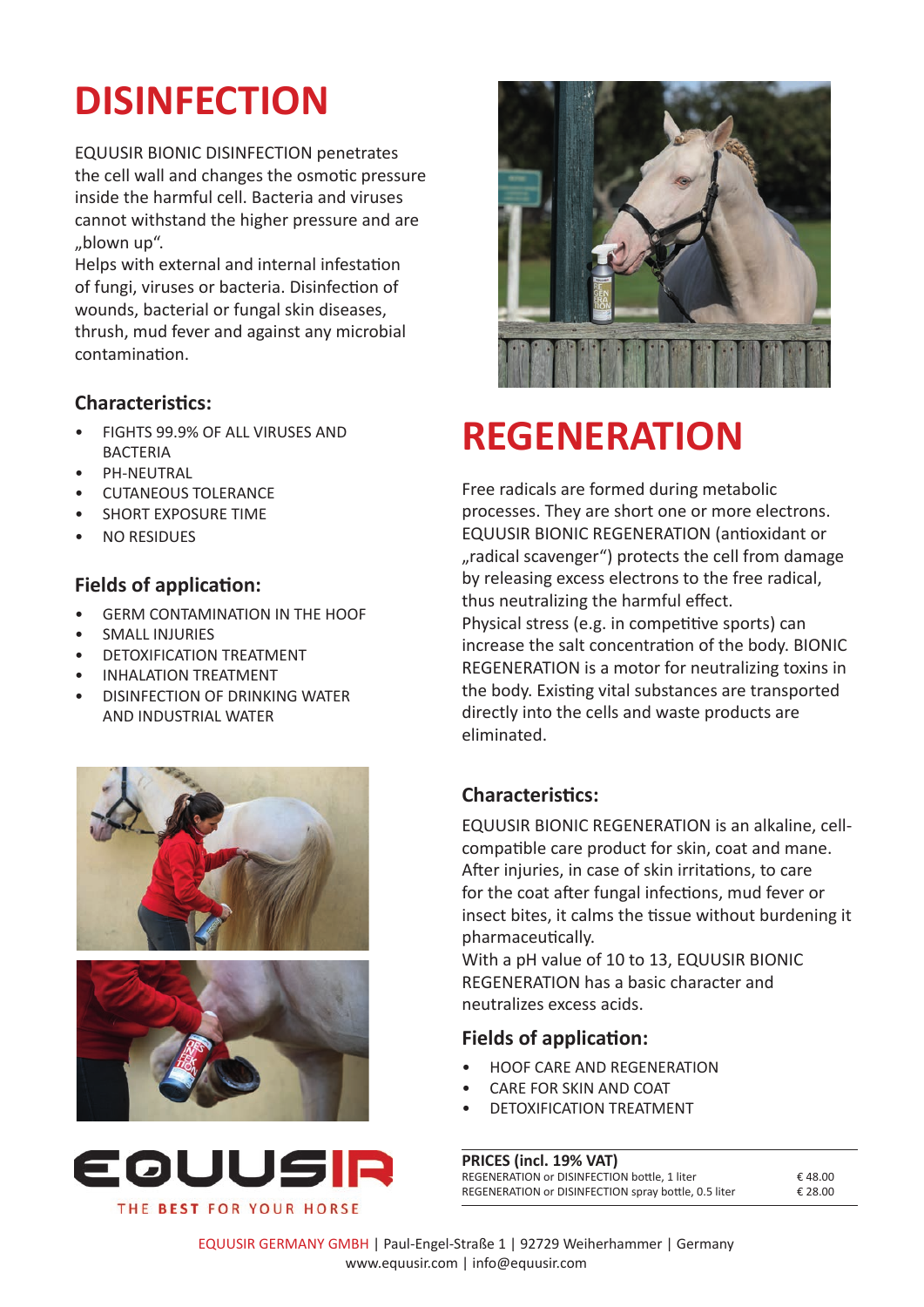# DISINFECTION

EQUUSIR BIONIC DISINFECTION penetrates the cell wall and changes the osmotic pressure inside the harmful cell. Bacteria and viruses cannot withstand the higher pressure and are „blown up".
Helps with external and internal infestation of fungi, viruses or bacteria. Disinfection of wounds, bacterial or fungal skin diseases, thrush, mud fever and against any microbial contamination.

### Characteristics:

- FIGHTS 99.9% OF ALL VIRUSES AND BACTERIA
- PH-NEUTRAL
- CUTANEOUS TOLERANCE
- SHORT EXPOSURE TIME
- NO RESIDUES

### Fields of application:

- GERM CONTAMINATION IN THE HOOF
- SMALL INJURIES
- DETOXIFICATION TREATMENT
- INHALATION TREATMENT
- DISINFECTION OF DRINKING WATER AND INDUSTRIAL WATER

EQUUSIR

THE BEST FOR YOUR HORSE

# REGENERATION

Free radicals are formed during metabolic processes. They are short one or more electrons. EQUUSIR BIONIC REGENERATION (antioxidant or „radical scavenger") protects the cell from damage by releasing excess electrons to the free radical, thus neutralizing the harmful effect.
Physical stress (e.g. in competitive sports) can increase the salt concentration of the body. BIONIC REGENERATION is a motor for neutralizing toxins in the body. Existing vital substances are transported directly into the cells and waste products are eliminated.

### Characteristics:

EQUUSIR BIONIC REGENERATION is an alkaline, cell-compatible care product for skin, coat and mane. After injuries, in case of skin irritations, to care for the coat after fungal infections, mud fever or insect bites, it calms the tissue without burdening it pharmaceutically.
With a pH value of 10 to 13, EQUUSIR BIONIC REGENERATION has a basic character and neutralizes excess acids.

### Fields of application:

- HOOF CARE AND REGENERATION
- CARE FOR SKIN AND COAT
- DETOXIFICATION TREATMENT

| PRICES (incl. 19% VAT) | |
|---|---|
| REGENERATION or DISINFECTION bottle, 1 liter | € 48.00 |
| REGENERATION or DISINFECTION spray bottle, 0.5 liter | € 28.00 |

EQUUSIR GERMANY GMBH | Paul-Engel-Straße 1 | 92729 Weiherhammer | Germany
www.equusir.com | info@equusir.com